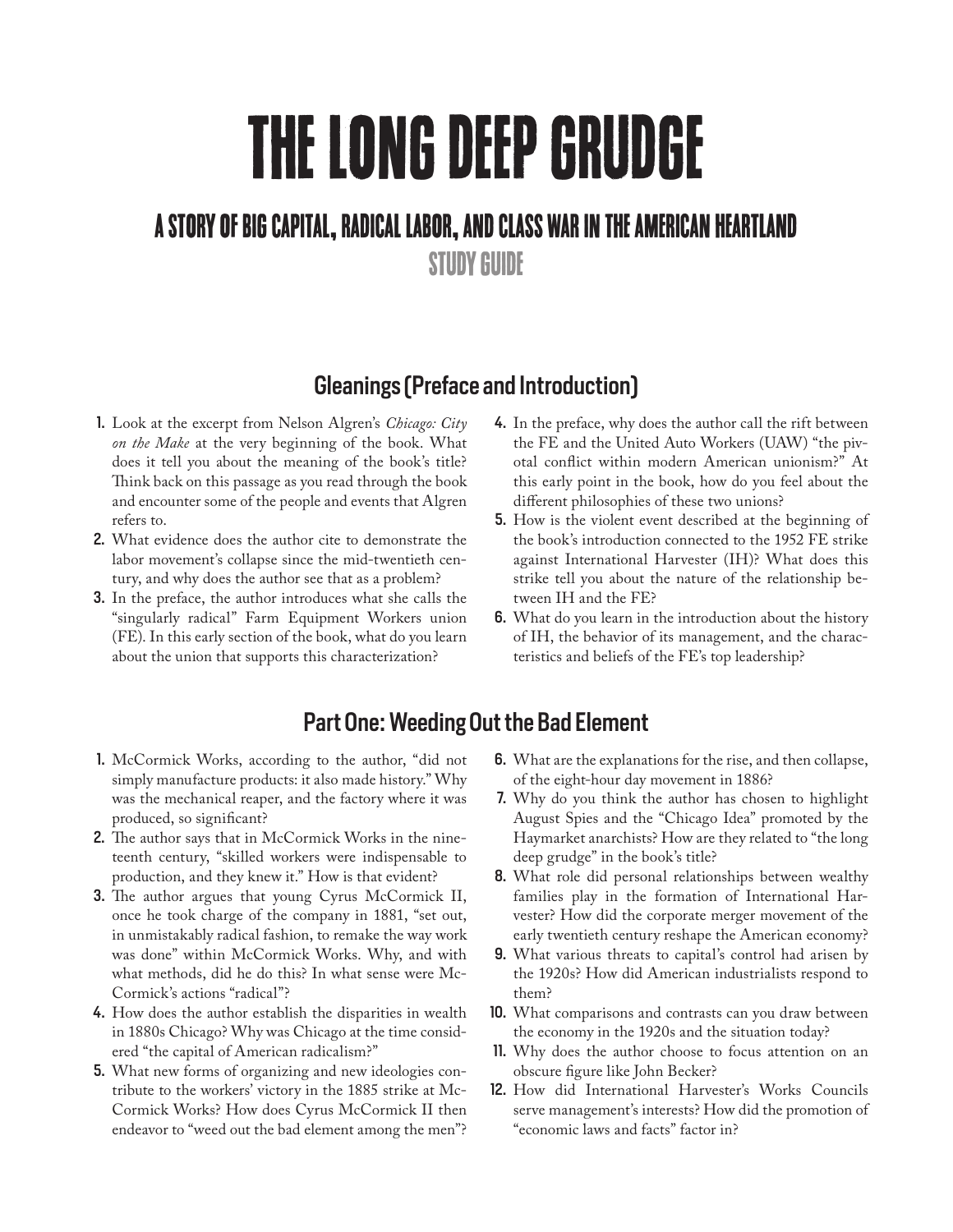# THE LONG DEEP GRUDGE

## A STORY OF BIG CAPITAL, RADICAL LABOR, AND CLASS WAR IN THE AMERICAN HEARTLAND

### STUDY GUIDE

## Gleanings (Preface and Introduction)

1. Look at the excerpt from Nelson Algren's *Chicago: City on the Make* at the very beginning of the book. What does it tell you about the meaning of the book's title? Think back on this passage as you read through the book and encounter some of the people and events that Algren refers to.
2. What evidence does the author cite to demonstrate the labor movement's collapse since the mid-twentieth century, and why does the author see that as a problem?
3. In the preface, the author introduces what she calls the "singularly radical" Farm Equipment Workers union (FE). In this early section of the book, what do you learn about the union that supports this characterization?
4. In the preface, why does the author call the rift between the FE and the United Auto Workers (UAW) "the pivotal conflict within modern American unionism?" At this early point in the book, how do you feel about the different philosophies of these two unions?
5. How is the violent event described at the beginning of the book's introduction connected to the 1952 FE strike against International Harvester (IH)? What does this strike tell you about the nature of the relationship between IH and the FE?
6. What do you learn in the introduction about the history of IH, the behavior of its management, and the characteristics and beliefs of the FE's top leadership?

## Part One: Weeding Out the Bad Element

1. McCormick Works, according to the author, "did not simply manufacture products: it also made history." Why was the mechanical reaper, and the factory where it was produced, so significant?
2. The author says that in McCormick Works in the nineteenth century, "skilled workers were indispensable to production, and they knew it." How is that evident?
3. The author argues that young Cyrus McCormick II, once he took charge of the company in 1881, "set out, in unmistakably radical fashion, to remake the way work was done" within McCormick Works. Why, and with what methods, did he do this? In what sense were McCormick's actions "radical"?
4. How does the author establish the disparities in wealth in 1880s Chicago? Why was Chicago at the time considered "the capital of American radicalism?"
5. What new forms of organizing and new ideologies contribute to the workers' victory in the 1885 strike at McCormick Works? How does Cyrus McCormick II then endeavor to "weed out the bad element among the men"?
6. What are the explanations for the rise, and then collapse, of the eight-hour day movement in 1886?
7. Why do you think the author has chosen to highlight August Spies and the "Chicago Idea" promoted by the Haymarket anarchists? How are they related to "the long deep grudge" in the book's title?
8. What role did personal relationships between wealthy families play in the formation of International Harvester? How did the corporate merger movement of the early twentieth century reshape the American economy?
9. What various threats to capital's control had arisen by the 1920s? How did American industrialists respond to them?
10. What comparisons and contrasts can you draw between the economy in the 1920s and the situation today?
11. Why does the author choose to focus attention on an obscure figure like John Becker?
12. How did International Harvester's Works Councils serve management's interests? How did the promotion of "economic laws and facts" factor in?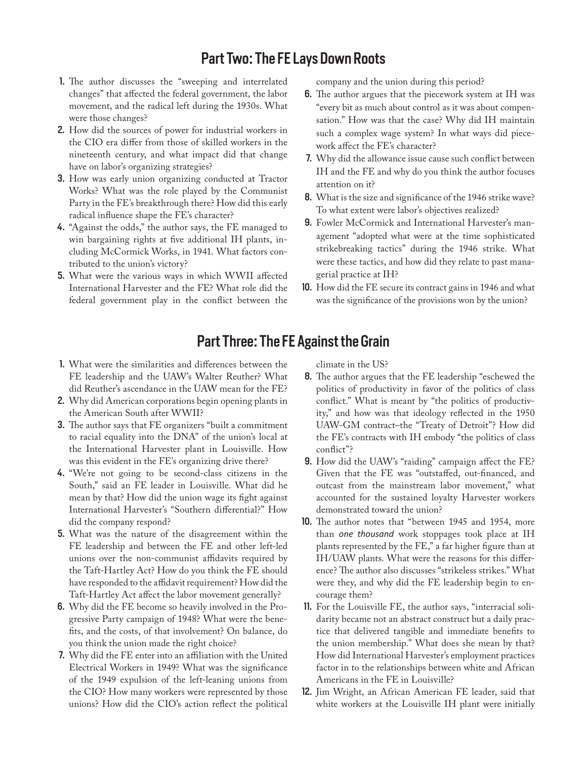## Part Two: The FE Lays Down Roots

1. The author discusses the "sweeping and interrelated changes" that affected the federal government, the labor movement, and the radical left during the 1930s. What were those changes?
2. How did the sources of power for industrial workers in the CIO era differ from those of skilled workers in the nineteenth century, and what impact did that change have on labor's organizing strategies?
3. How was early union organizing conducted at Tractor Works? What was the role played by the Communist Party in the FE's breakthrough there? How did this early radical influence shape the FE's character?
4. "Against the odds," the author says, the FE managed to win bargaining rights at five additional IH plants, including McCormick Works, in 1941. What factors contributed to the union's victory?
5. What were the various ways in which WWII affected International Harvester and the FE? What role did the federal government play in the conflict between the company and the union during this period?
6. The author argues that the piecework system at IH was "every bit as much about control as it was about compensation." How was that the case? Why did IH maintain such a complex wage system? In what ways did piecework affect the FE's character?
7. Why did the allowance issue cause such conflict between IH and the FE and why do you think the author focuses attention on it?
8. What is the size and significance of the 1946 strike wave? To what extent were labor's objectives realized?
9. Fowler McCormick and International Harvester's management "adopted what were at the time sophisticated strikebreaking tactics" during the 1946 strike. What were these tactics, and how did they relate to past managerial practice at IH?
10. How did the FE secure its contract gains in 1946 and what was the significance of the provisions won by the union?

## Part Three: The FE Against the Grain

1. What were the similarities and differences between the FE leadership and the UAW's Walter Reuther? What did Reuther's ascendance in the UAW mean for the FE?
2. Why did American corporations begin opening plants in the American South after WWII?
3. The author says that FE organizers "built a commitment to racial equality into the DNA" of the union's local at the International Harvester plant in Louisville. How was this evident in the FE's organizing drive there?
4. "We're not going to be second-class citizens in the South," said an FE leader in Louisville. What did he mean by that? How did the union wage its fight against International Harvester's "Southern differential?" How did the company respond?
5. What was the nature of the disagreement within the FE leadership and between the FE and other left-led unions over the non-communist affidavits required by the Taft-Hartley Act? How do you think the FE should have responded to the affidavit requirement? How did the Taft-Hartley Act affect the labor movement generally?
6. Why did the FE become so heavily involved in the Progressive Party campaign of 1948? What were the benefits, and the costs, of that involvement? On balance, do you think the union made the right choice?
7. Why did the FE enter into an affiliation with the United Electrical Workers in 1949? What was the significance of the 1949 expulsion of the left-leaning unions from the CIO? How many workers were represented by those unions? How did the CIO's action reflect the political climate in the US?
8. The author argues that the FE leadership "eschewed the politics of productivity in favor of the politics of class conflict." What is meant by "the politics of productivity," and how was that ideology reflected in the 1950 UAW-GM contract–the "Treaty of Detroit"? How did the FE's contracts with IH embody "the politics of class conflict"?
9. How did the UAW's "raiding" campaign affect the FE? Given that the FE was "outstaffed, out-financed, and outcast from the mainstream labor movement," what accounted for the sustained loyalty Harvester workers demonstrated toward the union?
10. The author notes that "between 1945 and 1954, more than *one thousand* work stoppages took place at IH plants represented by the FE," a far higher figure than at IH/UAW plants. What were the reasons for this difference? The author also discusses "strikeless strikes." What were they, and why did the FE leadership begin to encourage them?
11. For the Louisville FE, the author says, "interracial solidarity became not an abstract construct but a daily practice that delivered tangible and immediate benefits to the union membership." What does she mean by that? How did International Harvester's employment practices factor in to the relationships between white and African Americans in the FE in Louisville?
12. Jim Wright, an African American FE leader, said that white workers at the Louisville IH plant were initially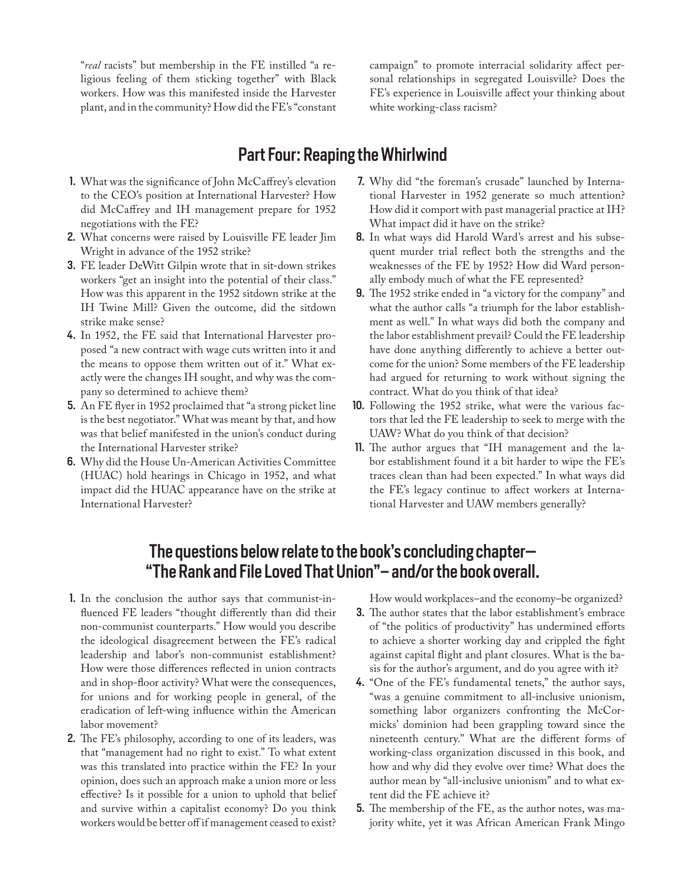"*real* racists" but membership in the FE instilled "a religious feeling of them sticking together" with Black workers. How was this manifested inside the Harvester plant, and in the community? How did the FE's "constant campaign" to promote interracial solidarity affect personal relationships in segregated Louisville? Does the FE's experience in Louisville affect your thinking about white working-class racism?

## Part Four: Reaping the Whirlwind

1. What was the significance of John McCaffrey's elevation to the CEO's position at International Harvester? How did McCaffrey and IH management prepare for 1952 negotiations with the FE?
2. What concerns were raised by Louisville FE leader Jim Wright in advance of the 1952 strike?
3. FE leader DeWitt Gilpin wrote that in sit-down strikes workers "get an insight into the potential of their class." How was this apparent in the 1952 sitdown strike at the IH Twine Mill? Given the outcome, did the sitdown strike make sense?
4. In 1952, the FE said that International Harvester proposed "a new contract with wage cuts written into it and the means to oppose them written out of it." What exactly were the changes IH sought, and why was the company so determined to achieve them?
5. An FE flyer in 1952 proclaimed that "a strong picket line is the best negotiator." What was meant by that, and how was that belief manifested in the union's conduct during the International Harvester strike?
6. Why did the House Un-American Activities Committee (HUAC) hold hearings in Chicago in 1952, and what impact did the HUAC appearance have on the strike at International Harvester?
7. Why did "the foreman's crusade" launched by International Harvester in 1952 generate so much attention? How did it comport with past managerial practice at IH? What impact did it have on the strike?
8. In what ways did Harold Ward's arrest and his subsequent murder trial reflect both the strengths and the weaknesses of the FE by 1952? How did Ward personally embody much of what the FE represented?
9. The 1952 strike ended in "a victory for the company" and what the author calls "a triumph for the labor establishment as well." In what ways did both the company and the labor establishment prevail? Could the FE leadership have done anything differently to achieve a better outcome for the union? Some members of the FE leadership had argued for returning to work without signing the contract. What do you think of that idea?
10. Following the 1952 strike, what were the various factors that led the FE leadership to seek to merge with the UAW? What do you think of that decision?
11. The author argues that "IH management and the labor establishment found it a bit harder to wipe the FE's traces clean than had been expected." In what ways did the FE's legacy continue to affect workers at International Harvester and UAW members generally?

## The questions below relate to the book's concluding chapter—"The Rank and File Loved That Union"– and/or the book overall.

1. In the conclusion the author says that communist-influenced FE leaders "thought differently than did their non-communist counterparts." How would you describe the ideological disagreement between the FE's radical leadership and labor's non-communist establishment? How were those differences reflected in union contracts and in shop-floor activity? What were the consequences, for unions and for working people in general, of the eradication of left-wing influence within the American labor movement?
2. The FE's philosophy, according to one of its leaders, was that "management had no right to exist." To what extent was this translated into practice within the FE? In your opinion, does such an approach make a union more or less effective? Is it possible for a union to uphold that belief and survive within a capitalist economy? Do you think workers would be better off if management ceased to exist? How would workplaces–and the economy–be organized?
3. The author states that the labor establishment's embrace of "the politics of productivity" has undermined efforts to achieve a shorter working day and crippled the fight against capital flight and plant closures. What is the basis for the author's argument, and do you agree with it?
4. "One of the FE's fundamental tenets," the author says, "was a genuine commitment to all-inclusive unionism, something labor organizers confronting the McCormicks' dominion had been grappling toward since the nineteenth century." What are the different forms of working-class organization discussed in this book, and how and why did they evolve over time? What does the author mean by "all-inclusive unionism" and to what extent did the FE achieve it?
5. The membership of the FE, as the author notes, was majority white, yet it was African American Frank Mingo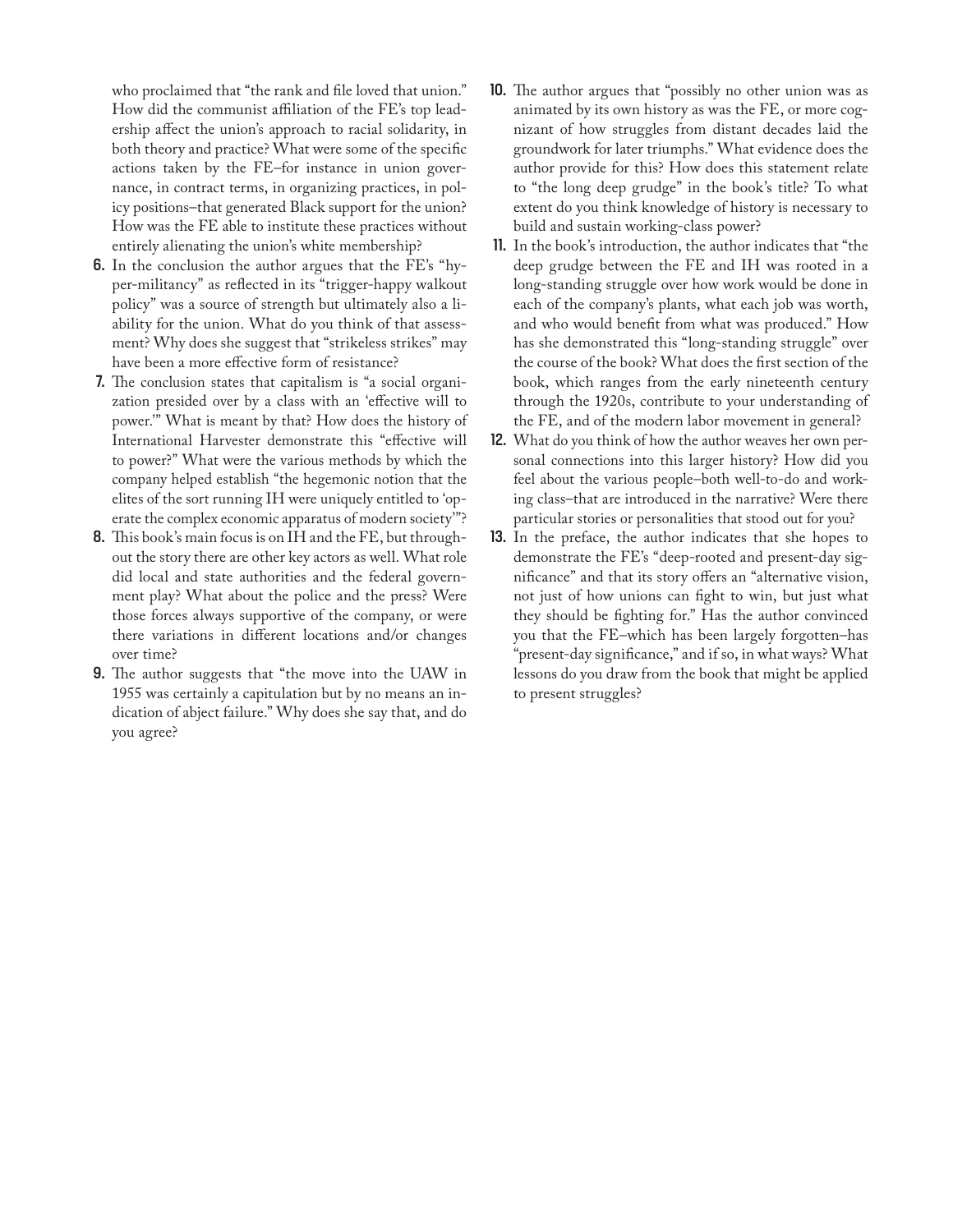who proclaimed that "the rank and file loved that union." How did the communist affiliation of the FE's top leadership affect the union's approach to racial solidarity, in both theory and practice? What were some of the specific actions taken by the FE–for instance in union governance, in contract terms, in organizing practices, in policy positions–that generated Black support for the union? How was the FE able to institute these practices without entirely alienating the union's white membership?

6. In the conclusion the author argues that the FE's "hyper-militancy" as reflected in its "trigger-happy walkout policy" was a source of strength but ultimately also a liability for the union. What do you think of that assessment? Why does she suggest that "strikeless strikes" may have been a more effective form of resistance?
7. The conclusion states that capitalism is "a social organization presided over by a class with an 'effective will to power.'" What is meant by that? How does the history of International Harvester demonstrate this "effective will to power?" What were the various methods by which the company helped establish "the hegemonic notion that the elites of the sort running IH were uniquely entitled to 'operate the complex economic apparatus of modern society'"?
8. This book's main focus is on IH and the FE, but throughout the story there are other key actors as well. What role did local and state authorities and the federal government play? What about the police and the press? Were those forces always supportive of the company, or were there variations in different locations and/or changes over time?
9. The author suggests that "the move into the UAW in 1955 was certainly a capitulation but by no means an indication of abject failure." Why does she say that, and do you agree?
10. The author argues that "possibly no other union was as animated by its own history as was the FE, or more cognizant of how struggles from distant decades laid the groundwork for later triumphs." What evidence does the author provide for this? How does this statement relate to "the long deep grudge" in the book's title? To what extent do you think knowledge of history is necessary to build and sustain working-class power?
11. In the book's introduction, the author indicates that "the deep grudge between the FE and IH was rooted in a long-standing struggle over how work would be done in each of the company's plants, what each job was worth, and who would benefit from what was produced." How has she demonstrated this "long-standing struggle" over the course of the book? What does the first section of the book, which ranges from the early nineteenth century through the 1920s, contribute to your understanding of the FE, and of the modern labor movement in general?
12. What do you think of how the author weaves her own personal connections into this larger history? How did you feel about the various people–both well-to-do and working class–that are introduced in the narrative? Were there particular stories or personalities that stood out for you?
13. In the preface, the author indicates that she hopes to demonstrate the FE's "deep-rooted and present-day significance" and that its story offers an "alternative vision, not just of how unions can fight to win, but just what they should be fighting for." Has the author convinced you that the FE–which has been largely forgotten–has "present-day significance," and if so, in what ways? What lessons do you draw from the book that might be applied to present struggles?